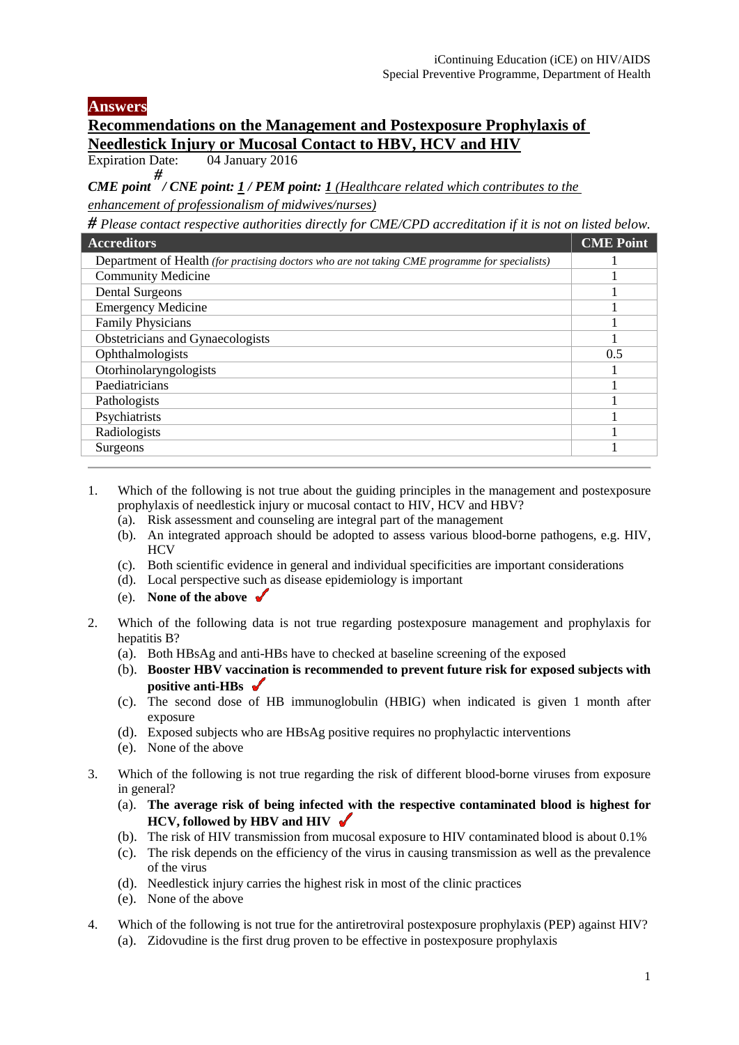**Answers**

## Recommendations on the Management and Postexposure Prophylaxis of Needlestick Injury or Mucosal Contact to HBV, HCV and HIV

Expiration Date: 04 January 2016

***CME point # / CNE point: 1 / PEM point: 1** (Healthcare related which contributes to the enhancement of professionalism of midwives/nurses)*

*# Please contact respective authorities directly for CME/CPD accreditation if it is not on listed below.*

| Accreditors | CME Point |
|---|---|
| Department of Health *(for practising doctors who are not taking CME programme for specialists)* | 1 |
| Community Medicine | 1 |
| Dental Surgeons | 1 |
| Emergency Medicine | 1 |
| Family Physicians | 1 |
| Obstetricians and Gynaecologists | 1 |
| Ophthalmologists | 0.5 |
| Otorhinolaryngologists | 1 |
| Paediatricians | 1 |
| Pathologists | 1 |
| Psychiatrists | 1 |
| Radiologists | 1 |
| Surgeons | 1 |

1. Which of the following is not true about the guiding principles in the management and postexposure prophylaxis of needlestick injury or mucosal contact to HIV, HCV and HBV?
   (a). Risk assessment and counseling are integral part of the management
   (b). An integrated approach should be adopted to assess various blood-borne pathogens, e.g. HIV, HCV
   (c). Both scientific evidence in general and individual specificities are important considerations
   (d). Local perspective such as disease epidemiology is important
   (e). **None of the above** ✓

2. Which of the following data is not true regarding postexposure management and prophylaxis for hepatitis B?
   (a). Both HBsAg and anti-HBs have to checked at baseline screening of the exposed
   (b). **Booster HBV vaccination is recommended to prevent future risk for exposed subjects with positive anti-HBs** ✓
   (c). The second dose of HB immunoglobulin (HBIG) when indicated is given 1 month after exposure
   (d). Exposed subjects who are HBsAg positive requires no prophylactic interventions
   (e). None of the above

3. Which of the following is not true regarding the risk of different blood-borne viruses from exposure in general?
   (a). **The average risk of being infected with the respective contaminated blood is highest for HCV, followed by HBV and HIV** ✓
   (b). The risk of HIV transmission from mucosal exposure to HIV contaminated blood is about 0.1%
   (c). The risk depends on the efficiency of the virus in causing transmission as well as the prevalence of the virus
   (d). Needlestick injury carries the highest risk in most of the clinic practices
   (e). None of the above

4. Which of the following is not true for the antiretroviral postexposure prophylaxis (PEP) against HIV?
   (a). Zidovudine is the first drug proven to be effective in postexposure prophylaxis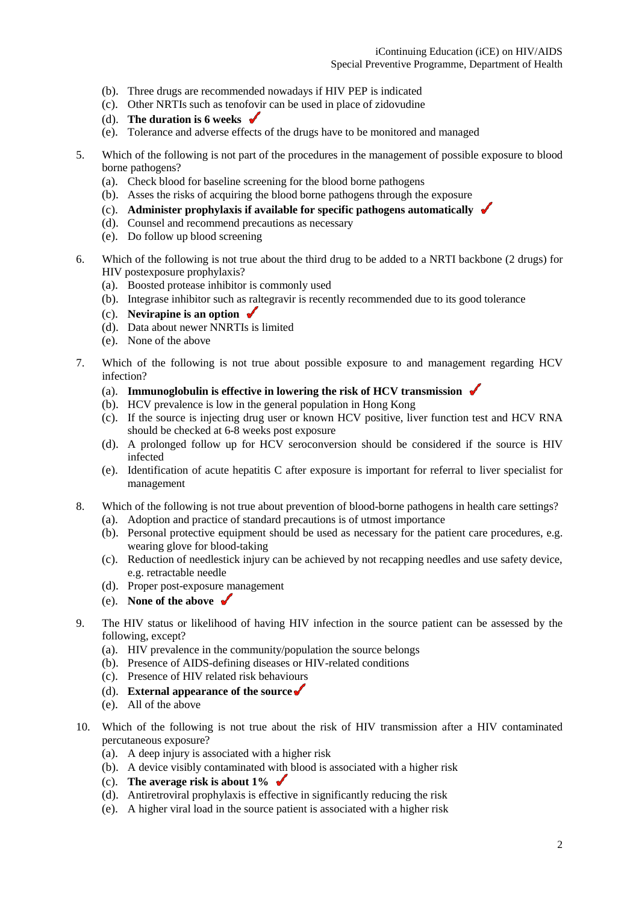(b). Three drugs are recommended nowadays if HIV PEP is indicated
(c). Other NRTIs such as tenofovir can be used in place of zidovudine
(d). **The duration is 6 weeks** ✓
(e). Tolerance and adverse effects of the drugs have to be monitored and managed

5. Which of the following is not part of the procedures in the management of possible exposure to blood borne pathogens?
   (a). Check blood for baseline screening for the blood borne pathogens
   (b). Asses the risks of acquiring the blood borne pathogens through the exposure
   (c). **Administer prophylaxis if available for specific pathogens automatically** ✓
   (d). Counsel and recommend precautions as necessary
   (e). Do follow up blood screening

6. Which of the following is not true about the third drug to be added to a NRTI backbone (2 drugs) for HIV postexposure prophylaxis?
   (a). Boosted protease inhibitor is commonly used
   (b). Integrase inhibitor such as raltegravir is recently recommended due to its good tolerance
   (c). **Nevirapine is an option** ✓
   (d). Data about newer NNRTIs is limited
   (e). None of the above

7. Which of the following is not true about possible exposure to and management regarding HCV infection?
   (a). **Immunoglobulin is effective in lowering the risk of HCV transmission** ✓
   (b). HCV prevalence is low in the general population in Hong Kong
   (c). If the source is injecting drug user or known HCV positive, liver function test and HCV RNA should be checked at 6-8 weeks post exposure
   (d). A prolonged follow up for HCV seroconversion should be considered if the source is HIV infected
   (e). Identification of acute hepatitis C after exposure is important for referral to liver specialist for management

8. Which of the following is not true about prevention of blood-borne pathogens in health care settings?
   (a). Adoption and practice of standard precautions is of utmost importance
   (b). Personal protective equipment should be used as necessary for the patient care procedures, e.g. wearing glove for blood-taking
   (c). Reduction of needlestick injury can be achieved by not recapping needles and use safety device, e.g. retractable needle
   (d). Proper post-exposure management
   (e). **None of the above** ✓

9. The HIV status or likelihood of having HIV infection in the source patient can be assessed by the following, except?
   (a). HIV prevalence in the community/population the source belongs
   (b). Presence of AIDS-defining diseases or HIV-related conditions
   (c). Presence of HIV related risk behaviours
   (d). **External appearance of the source** ✓
   (e). All of the above

10. Which of the following is not true about the risk of HIV transmission after a HIV contaminated percutaneous exposure?
    (a). A deep injury is associated with a higher risk
    (b). A device visibly contaminated with blood is associated with a higher risk
    (c). **The average risk is about 1%** ✓
    (d). Antiretroviral prophylaxis is effective in significantly reducing the risk
    (e). A higher viral load in the source patient is associated with a higher risk